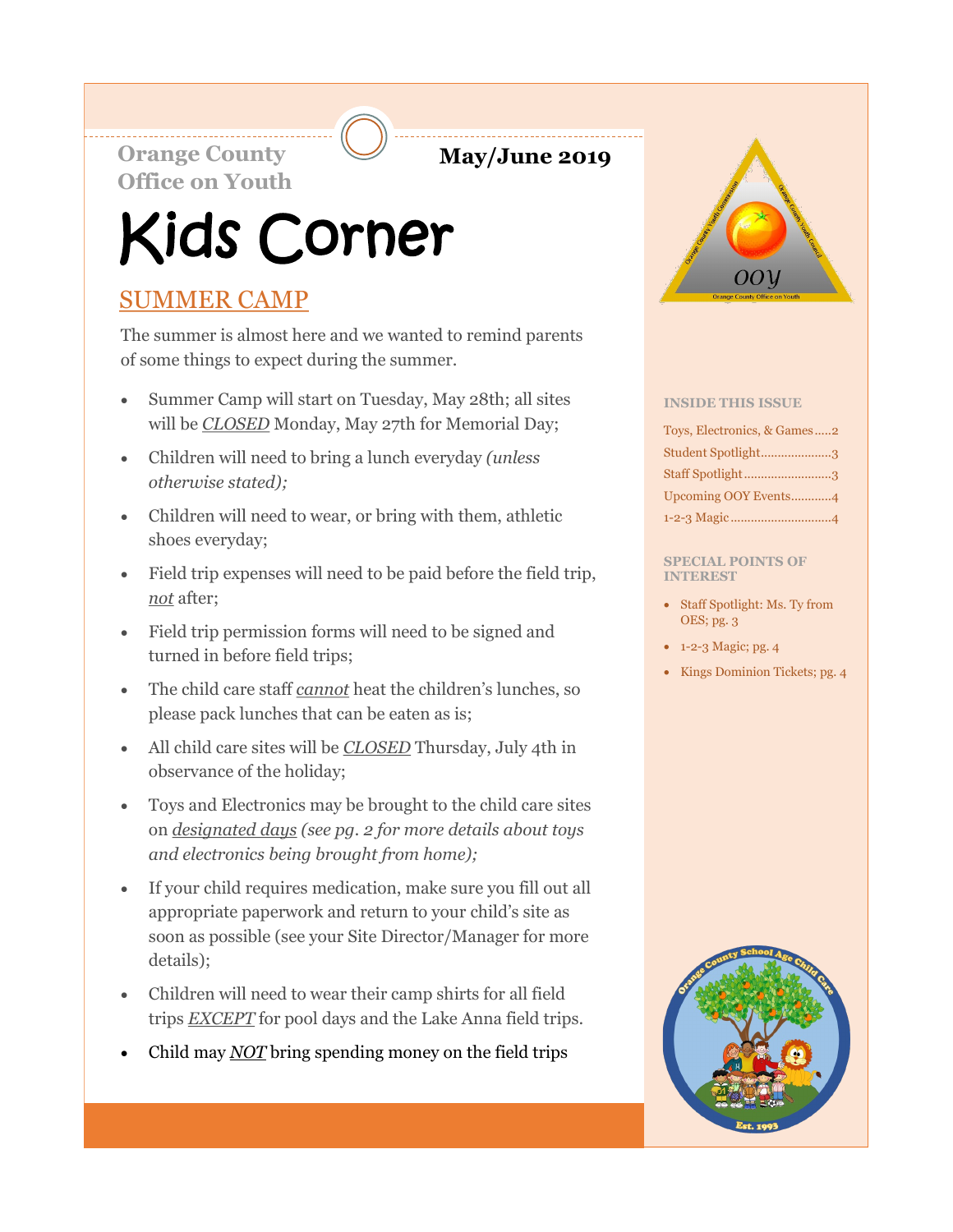**Orange County Office on Youth**

**May/June 2019**

# Kids Corner

## SUMMER CAMP

The summer is almost here and we wanted to remind parents of some things to expect during the summer.

- Summer Camp will start on Tuesday, May 28th; all sites will be ***CLOSED*** Monday, May 27th for Memorial Day;
- Children will need to bring a lunch everyday *(unless otherwise stated);*
- Children will need to wear, or bring with them, athletic shoes everyday;
- Field trip expenses will need to be paid before the field trip, *not* after;
- Field trip permission forms will need to be signed and turned in before field trips;
- The child care staff *cannot* heat the children's lunches, so please pack lunches that can be eaten as is;
- All child care sites will be *CLOSED* Thursday, July 4th in observance of the holiday;
- Toys and Electronics may be brought to the child care sites on *designated days (see pg. 2 for more details about toys and electronics being brought from home);*
- If your child requires medication, make sure you fill out all appropriate paperwork and return to your child's site as soon as possible (see your Site Director/Manager for more details);
- Children will need to wear their camp shirts for all field trips *EXCEPT* for pool days and the Lake Anna field trips.
- Child may *NOT* bring spending money on the field trips

**INSIDE THIS ISSUE**

Toys, Electronics, & Games.....2
Student Spotlight.....3
Staff Spotlight.....3
Upcoming OOY Events.....4
1-2-3 Magic.....4

**SPECIAL POINTS OF INTEREST**

- Staff Spotlight: Ms. Ty from OES; pg. 3
- 1-2-3 Magic; pg. 4
- Kings Dominion Tickets; pg. 4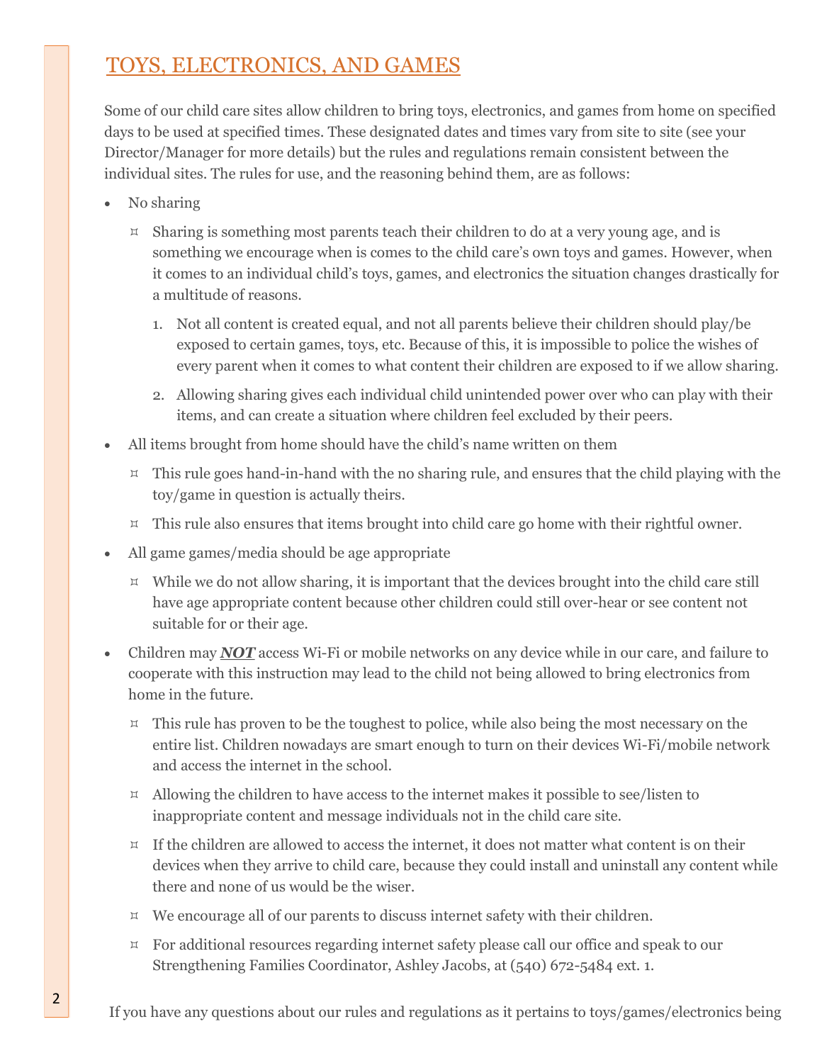## TOYS, ELECTRONICS, AND GAMES

Some of our child care sites allow children to bring toys, electronics, and games from home on specified days to be used at specified times. These designated dates and times vary from site to site (see your Director/Manager for more details) but the rules and regulations remain consistent between the individual sites. The rules for use, and the reasoning behind them, are as follows:

- No sharing
  - Sharing is something most parents teach their children to do at a very young age, and is something we encourage when is comes to the child care's own toys and games. However, when it comes to an individual child's toys, games, and electronics the situation changes drastically for a multitude of reasons.
    1. Not all content is created equal, and not all parents believe their children should play/be exposed to certain games, toys, etc. Because of this, it is impossible to police the wishes of every parent when it comes to what content their children are exposed to if we allow sharing.
    2. Allowing sharing gives each individual child unintended power over who can play with their items, and can create a situation where children feel excluded by their peers.
- All items brought from home should have the child's name written on them
  - This rule goes hand-in-hand with the no sharing rule, and ensures that the child playing with the toy/game in question is actually theirs.
  - This rule also ensures that items brought into child care go home with their rightful owner.
- All game games/media should be age appropriate
  - While we do not allow sharing, it is important that the devices brought into the child care still have age appropriate content because other children could still over-hear or see content not suitable for or their age.
- Children may ***NOT*** access Wi-Fi or mobile networks on any device while in our care, and failure to cooperate with this instruction may lead to the child not being allowed to bring electronics from home in the future.
  - This rule has proven to be the toughest to police, while also being the most necessary on the entire list. Children nowadays are smart enough to turn on their devices Wi-Fi/mobile network and access the internet in the school.
  - Allowing the children to have access to the internet makes it possible to see/listen to inappropriate content and message individuals not in the child care site.
  - If the children are allowed to access the internet, it does not matter what content is on their devices when they arrive to child care, because they could install and uninstall any content while there and none of us would be the wiser.
  - We encourage all of our parents to discuss internet safety with their children.
  - For additional resources regarding internet safety please call our office and speak to our Strengthening Families Coordinator, Ashley Jacobs, at (540) 672-5484 ext. 1.

If you have any questions about our rules and regulations as it pertains to toys/games/electronics being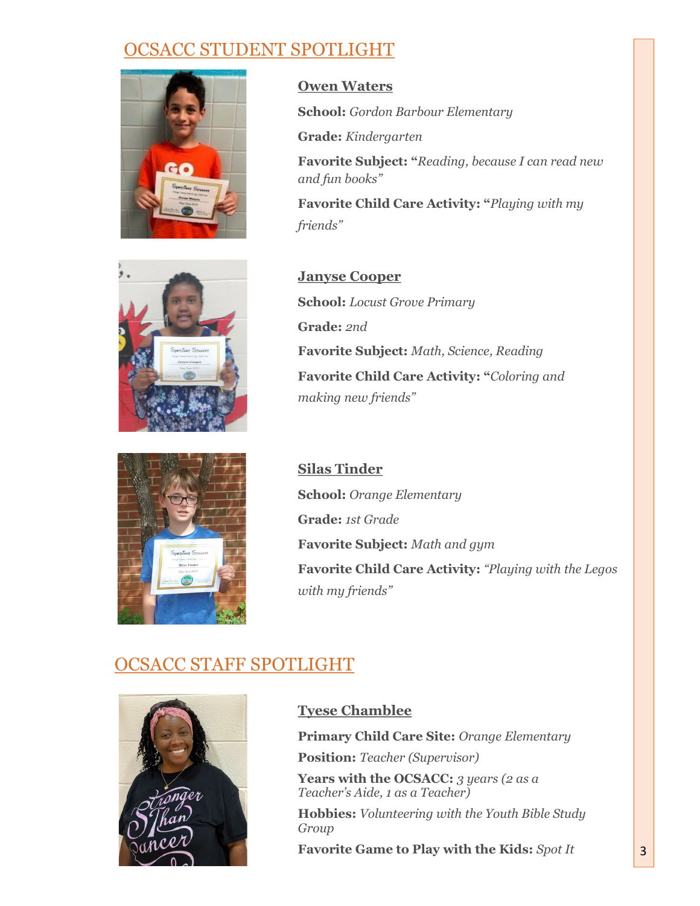## OCSACC STUDENT SPOTLIGHT

### Owen Waters

**School:** *Gordon Barbour Elementary*

**Grade:** *Kindergarten*

**Favorite Subject:** **"***Reading, because I can read new and fun books"*

**Favorite Child Care Activity:** **"***Playing with my friends"*

### Janyse Cooper

**School:** *Locust Grove Primary*

**Grade:** *2nd*

**Favorite Subject:** *Math, Science, Reading*

**Favorite Child Care Activity:** **"***Coloring and making new friends"*

### Silas Tinder

**School:** *Orange Elementary*

**Grade:** *1st Grade*

**Favorite Subject:** *Math and gym*

**Favorite Child Care Activity:** *"Playing with the Legos with my friends"*

## OCSACC STAFF SPOTLIGHT

### Tyese Chamblee

**Primary Child Care Site:** *Orange Elementary*

**Position:** *Teacher (Supervisor)*

**Years with the OCSACC:** *3 years (2 as a Teacher's Aide, 1 as a Teacher)*

**Hobbies:** *Volunteering with the Youth Bible Study Group*

**Favorite Game to Play with the Kids:** *Spot It*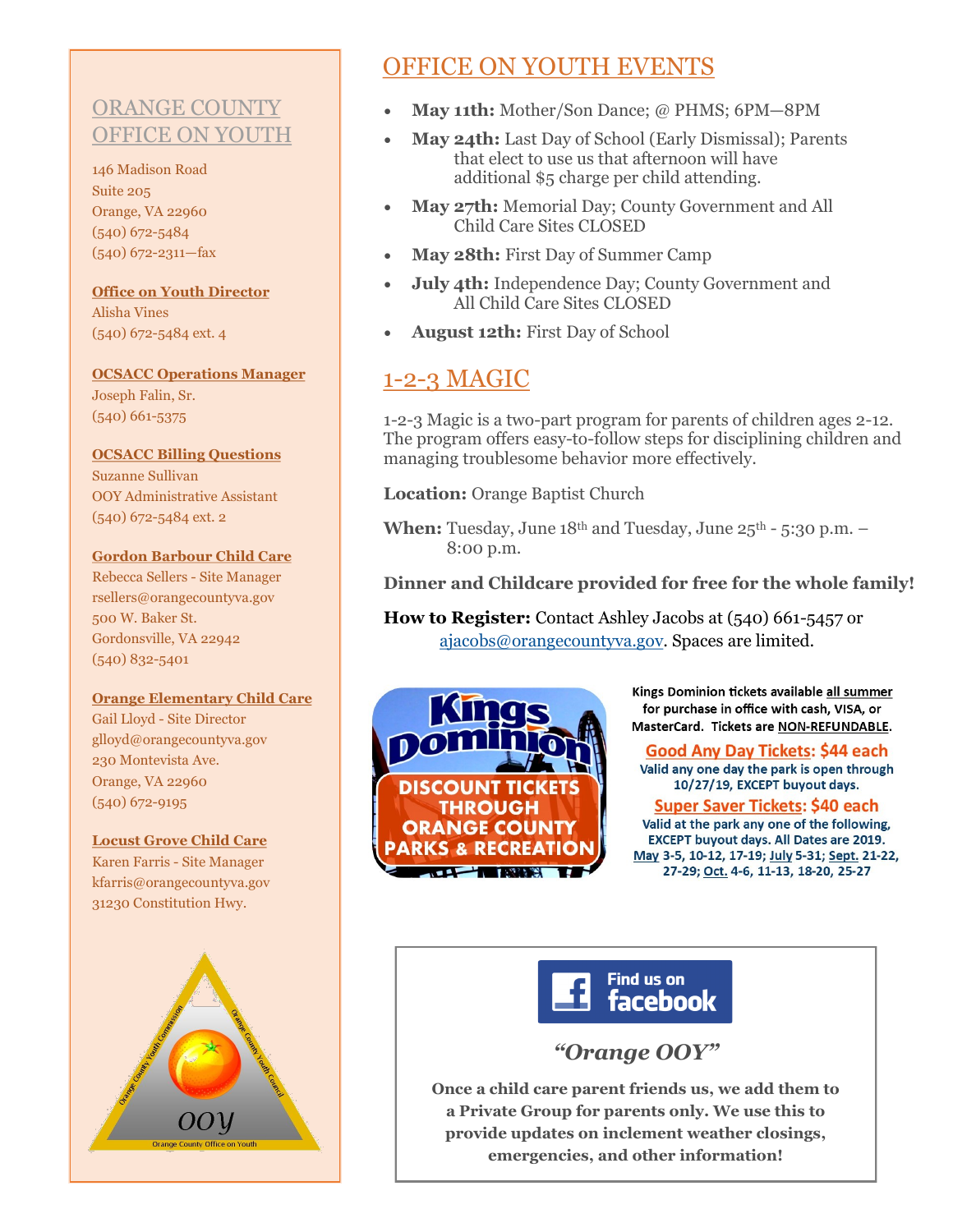## ORANGE COUNTY OFFICE ON YOUTH

146 Madison Road
Suite 205
Orange, VA 22960
(540) 672-5484
(540) 672-2311—fax

**Office on Youth Director**
Alisha Vines
(540) 672-5484 ext. 4

**OCSACC Operations Manager**
Joseph Falin, Sr.
(540) 661-5375

**OCSACC Billing Questions**
Suzanne Sullivan
OOY Administrative Assistant
(540) 672-5484 ext. 2

**Gordon Barbour Child Care**
Rebecca Sellers - Site Manager
rsellers@orangecountyva.gov
500 W. Baker St.
Gordonsville, VA 22942
(540) 832-5401

**Orange Elementary Child Care**
Gail Lloyd - Site Director
glloyd@orangecountyva.gov
230 Montevista Ave.
Orange, VA 22960
(540) 672-9195

**Locust Grove Child Care**
Karen Farris - Site Manager
kfarris@orangecountyva.gov
31230 Constitution Hwy.

Orange County Youth Commission
Orange County Youth Council
OOY
Orange County Office on Youth

# OFFICE ON YOUTH EVENTS

- **May 11th:** Mother/Son Dance; @ PHMS; 6PM—8PM
- **May 24th:** Last Day of School (Early Dismissal); Parents that elect to use us that afternoon will have additional $5 charge per child attending.
- **May 27th:** Memorial Day; County Government and All Child Care Sites CLOSED
- **May 28th:** First Day of Summer Camp
- **July 4th:** Independence Day; County Government and All Child Care Sites CLOSED
- **August 12th:** First Day of School

# 1-2-3 MAGIC

1-2-3 Magic is a two-part program for parents of children ages 2-12. The program offers easy-to-follow steps for disciplining children and managing troublesome behavior more effectively.

**Location:** Orange Baptist Church

**When:** Tuesday, June 18th and Tuesday, June 25th - 5:30 p.m. – 8:00 p.m.

**Dinner and Childcare provided for free for the whole family!**

**How to Register:** Contact Ashley Jacobs at (540) 661-5457 or ajacobs@orangecountyva.gov. Spaces are limited.

Kings Dominion
DISCOUNT TICKETS THROUGH ORANGE COUNTY PARKS & RECREATION

Kings Dominion tickets available all summer for purchase in office with cash, VISA, or MasterCard. Tickets are NON-REFUNDABLE.

**Good Any Day Tickets: $44 each**
Valid any one day the park is open through 10/27/19, EXCEPT buyout days.

**Super Saver Tickets: $40 each**
Valid at the park any one of the following, EXCEPT buyout days. All Dates are 2019. May 3-5, 10-12, 17-19; July 5-31; Sept. 21-22, 27-29; Oct. 4-6, 11-13, 18-20, 25-27

Find us on facebook

*"Orange OOY"*

**Once a child care parent friends us, we add them to a Private Group for parents only. We use this to provide updates on inclement weather closings, emergencies, and other information!**